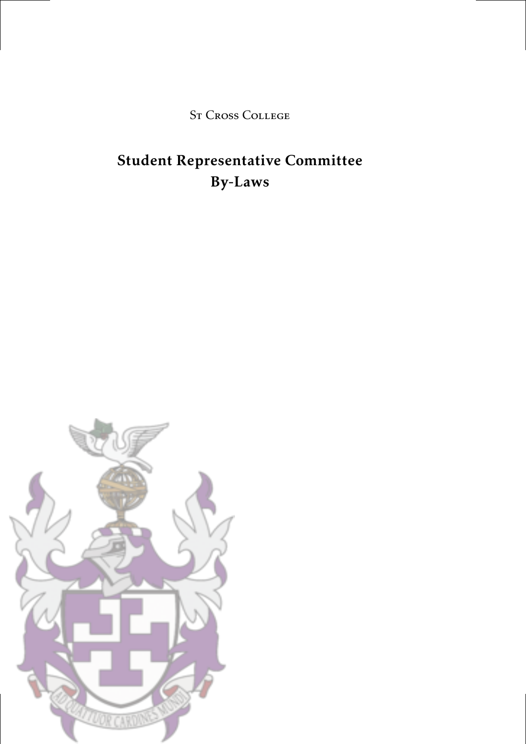St Cross College

# Student Representative Committee By-Laws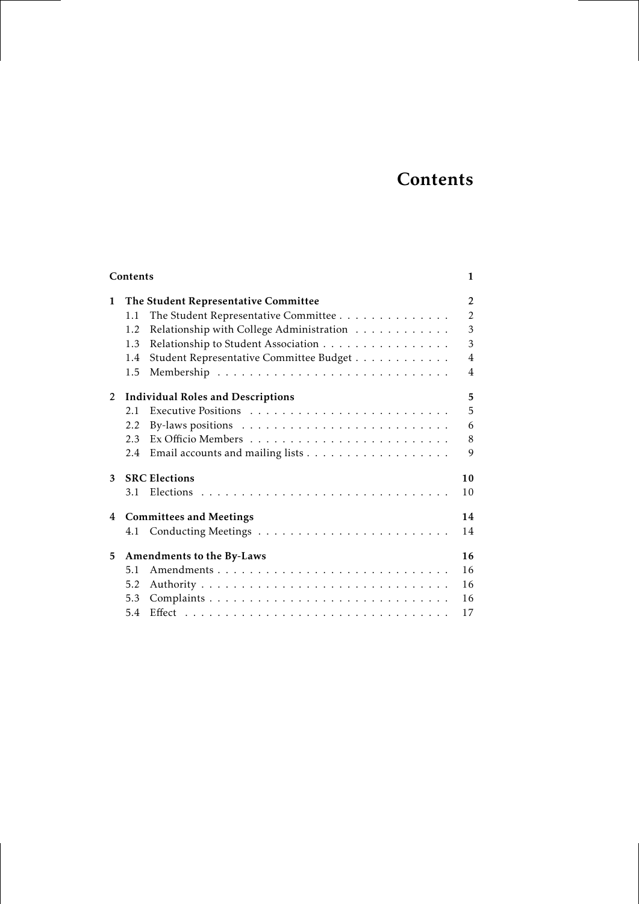# Contents

**Contents** **1**

**1 The Student Representative Committee** **2**
- 1.1 The Student Representative Committee . . . . . . . . . . . . . . 2
- 1.2 Relationship with College Administration . . . . . . . . . . . . 3
- 1.3 Relationship to Student Association . . . . . . . . . . . . . . . . 3
- 1.4 Student Representative Committee Budget . . . . . . . . . . . . 4
- 1.5 Membership . . . . . . . . . . . . . . . . . . . . . . . . . . . . 4

**2 Individual Roles and Descriptions** **5**
- 2.1 Executive Positions . . . . . . . . . . . . . . . . . . . . . . . . 5
- 2.2 By-laws positions . . . . . . . . . . . . . . . . . . . . . . . . . 6
- 2.3 Ex Officio Members . . . . . . . . . . . . . . . . . . . . . . . . 8
- 2.4 Email accounts and mailing lists . . . . . . . . . . . . . . . . . . 9

**3 SRC Elections** **10**
- 3.1 Elections . . . . . . . . . . . . . . . . . . . . . . . . . . . . . . 10

**4 Committees and Meetings** **14**
- 4.1 Conducting Meetings . . . . . . . . . . . . . . . . . . . . . . . . 14

**5 Amendments to the By-Laws** **16**
- 5.1 Amendments . . . . . . . . . . . . . . . . . . . . . . . . . . . . 16
- 5.2 Authority . . . . . . . . . . . . . . . . . . . . . . . . . . . . . . 16
- 5.3 Complaints . . . . . . . . . . . . . . . . . . . . . . . . . . . . . 16
- 5.4 Effect . . . . . . . . . . . . . . . . . . . . . . . . . . . . . . . . 17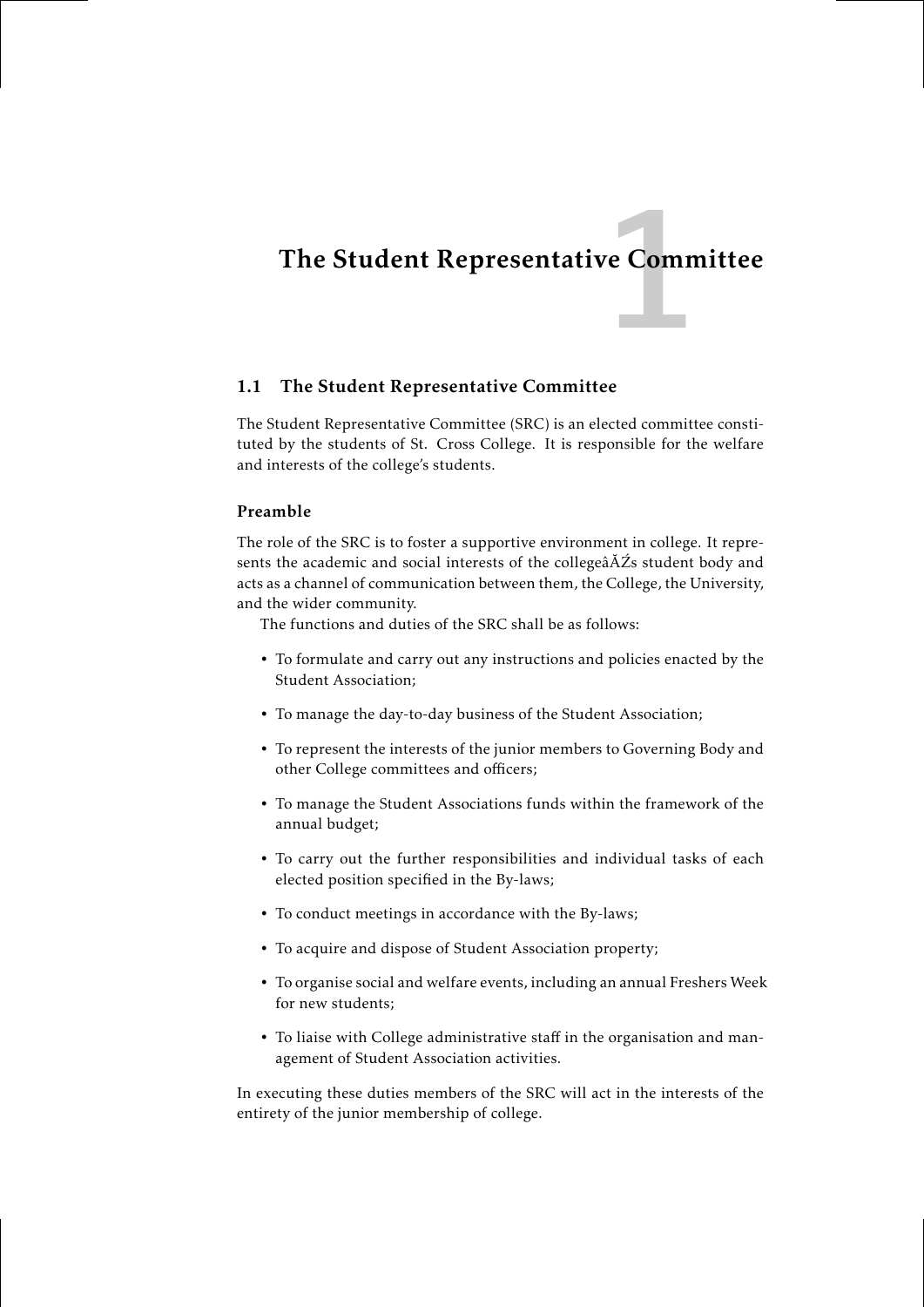# 1 The Student Representative Committee

## 1.1 The Student Representative Committee

The Student Representative Committee (SRC) is an elected committee constituted by the students of St. Cross College. It is responsible for the welfare and interests of the college's students.

### Preamble

The role of the SRC is to foster a supportive environment in college. It represents the academic and social interests of the collegeâĂŹs student body and acts as a channel of communication between them, the College, the University, and the wider community.

The functions and duties of the SRC shall be as follows:

- To formulate and carry out any instructions and policies enacted by the Student Association;
- To manage the day-to-day business of the Student Association;
- To represent the interests of the junior members to Governing Body and other College committees and officers;
- To manage the Student Associations funds within the framework of the annual budget;
- To carry out the further responsibilities and individual tasks of each elected position specified in the By-laws;
- To conduct meetings in accordance with the By-laws;
- To acquire and dispose of Student Association property;
- To organise social and welfare events, including an annual Freshers Week for new students;
- To liaise with College administrative staff in the organisation and management of Student Association activities.

In executing these duties members of the SRC will act in the interests of the entirety of the junior membership of college.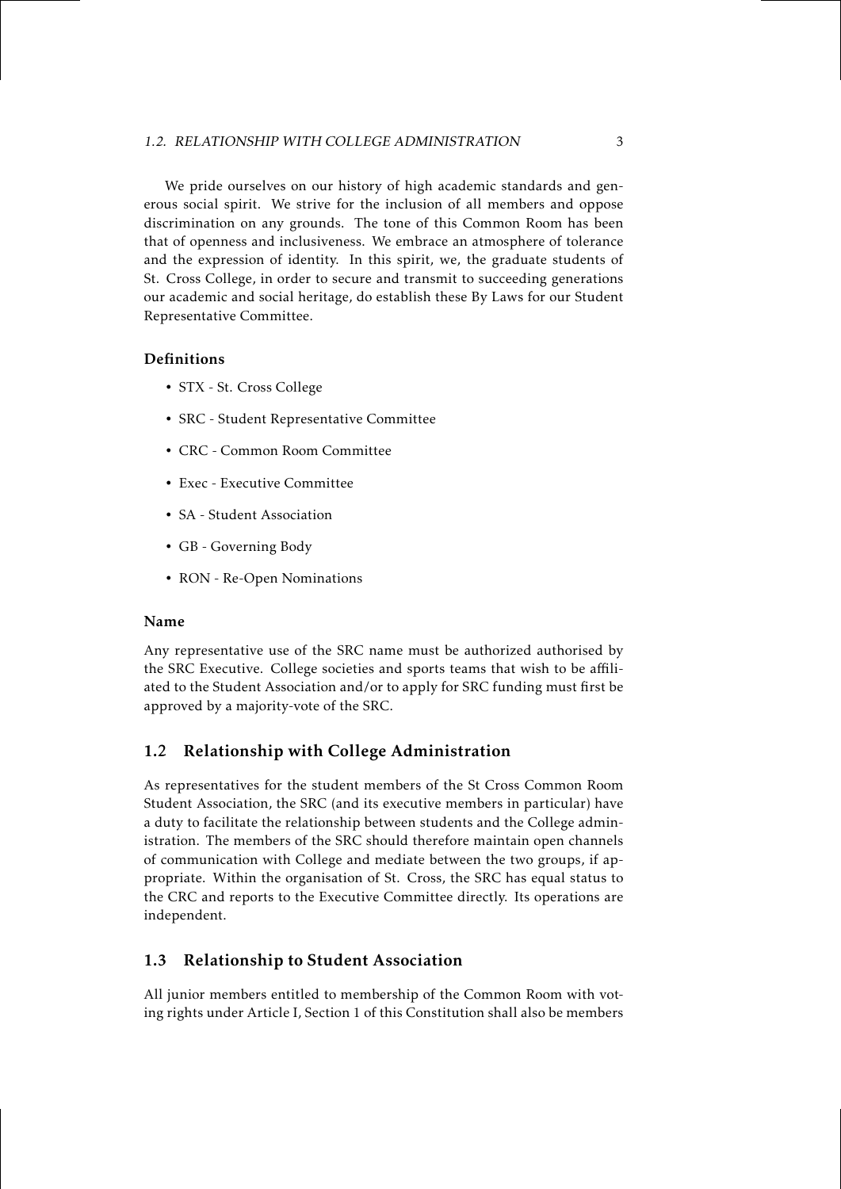We pride ourselves on our history of high academic standards and generous social spirit. We strive for the inclusion of all members and oppose discrimination on any grounds. The tone of this Common Room has been that of openness and inclusiveness. We embrace an atmosphere of tolerance and the expression of identity. In this spirit, we, the graduate students of St. Cross College, in order to secure and transmit to succeeding generations our academic and social heritage, do establish these By Laws for our Student Representative Committee.

### Definitions

- STX - St. Cross College
- SRC - Student Representative Committee
- CRC - Common Room Committee
- Exec - Executive Committee
- SA - Student Association
- GB - Governing Body
- RON - Re-Open Nominations

### Name

Any representative use of the SRC name must be authorized authorised by the SRC Executive. College societies and sports teams that wish to be affiliated to the Student Association and/or to apply for SRC funding must first be approved by a majority-vote of the SRC.

## 1.2 Relationship with College Administration

As representatives for the student members of the St Cross Common Room Student Association, the SRC (and its executive members in particular) have a duty to facilitate the relationship between students and the College administration. The members of the SRC should therefore maintain open channels of communication with College and mediate between the two groups, if appropriate. Within the organisation of St. Cross, the SRC has equal status to the CRC and reports to the Executive Committee directly. Its operations are independent.

## 1.3 Relationship to Student Association

All junior members entitled to membership of the Common Room with voting rights under Article I, Section 1 of this Constitution shall also be members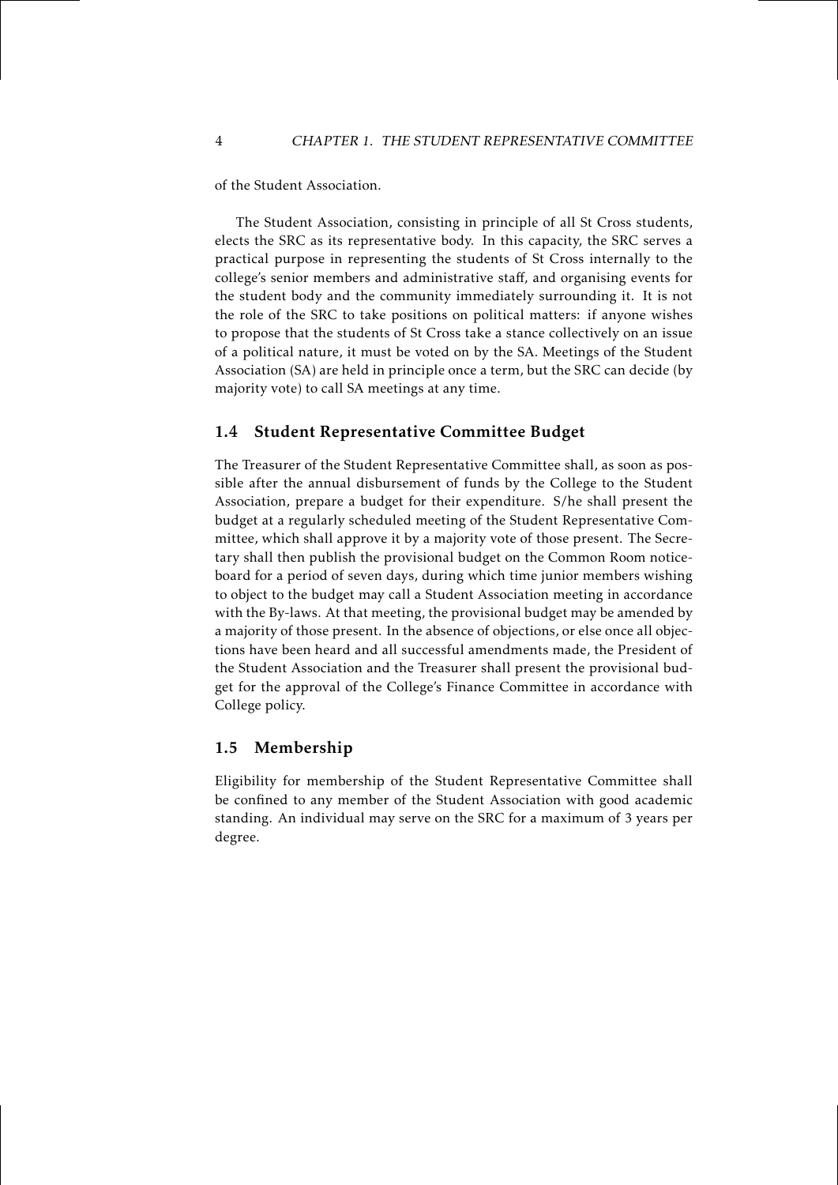of the Student Association.

The Student Association, consisting in principle of all St Cross students, elects the SRC as its representative body. In this capacity, the SRC serves a practical purpose in representing the students of St Cross internally to the college's senior members and administrative staff, and organising events for the student body and the community immediately surrounding it. It is not the role of the SRC to take positions on political matters: if anyone wishes to propose that the students of St Cross take a stance collectively on an issue of a political nature, it must be voted on by the SA. Meetings of the Student Association (SA) are held in principle once a term, but the SRC can decide (by majority vote) to call SA meetings at any time.

## 1.4 Student Representative Committee Budget

The Treasurer of the Student Representative Committee shall, as soon as possible after the annual disbursement of funds by the College to the Student Association, prepare a budget for their expenditure. S/he shall present the budget at a regularly scheduled meeting of the Student Representative Committee, which shall approve it by a majority vote of those present. The Secretary shall then publish the provisional budget on the Common Room noticeboard for a period of seven days, during which time junior members wishing to object to the budget may call a Student Association meeting in accordance with the By-laws. At that meeting, the provisional budget may be amended by a majority of those present. In the absence of objections, or else once all objections have been heard and all successful amendments made, the President of the Student Association and the Treasurer shall present the provisional budget for the approval of the College's Finance Committee in accordance with College policy.

## 1.5 Membership

Eligibility for membership of the Student Representative Committee shall be confined to any member of the Student Association with good academic standing. An individual may serve on the SRC for a maximum of 3 years per degree.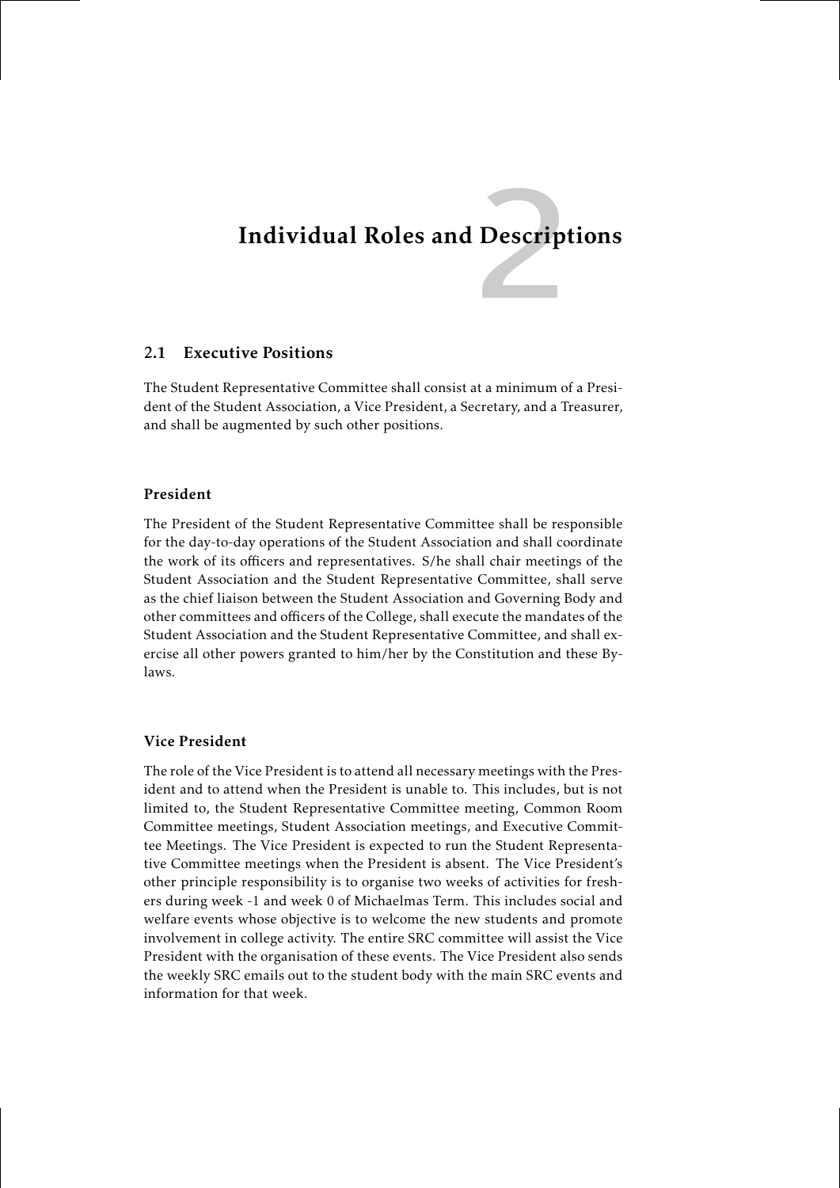# 2 Individual Roles and Descriptions

## 2.1 Executive Positions

The Student Representative Committee shall consist at a minimum of a President of the Student Association, a Vice President, a Secretary, and a Treasurer, and shall be augmented by such other positions.

### President

The President of the Student Representative Committee shall be responsible for the day-to-day operations of the Student Association and shall coordinate the work of its officers and representatives. S/he shall chair meetings of the Student Association and the Student Representative Committee, shall serve as the chief liaison between the Student Association and Governing Body and other committees and officers of the College, shall execute the mandates of the Student Association and the Student Representative Committee, and shall exercise all other powers granted to him/her by the Constitution and these Bylaws.

### Vice President

The role of the Vice President is to attend all necessary meetings with the President and to attend when the President is unable to. This includes, but is not limited to, the Student Representative Committee meeting, Common Room Committee meetings, Student Association meetings, and Executive Committee Meetings. The Vice President is expected to run the Student Representative Committee meetings when the President is absent. The Vice President's other principle responsibility is to organise two weeks of activities for freshers during week -1 and week 0 of Michaelmas Term. This includes social and welfare events whose objective is to welcome the new students and promote involvement in college activity. The entire SRC committee will assist the Vice President with the organisation of these events. The Vice President also sends the weekly SRC emails out to the student body with the main SRC events and information for that week.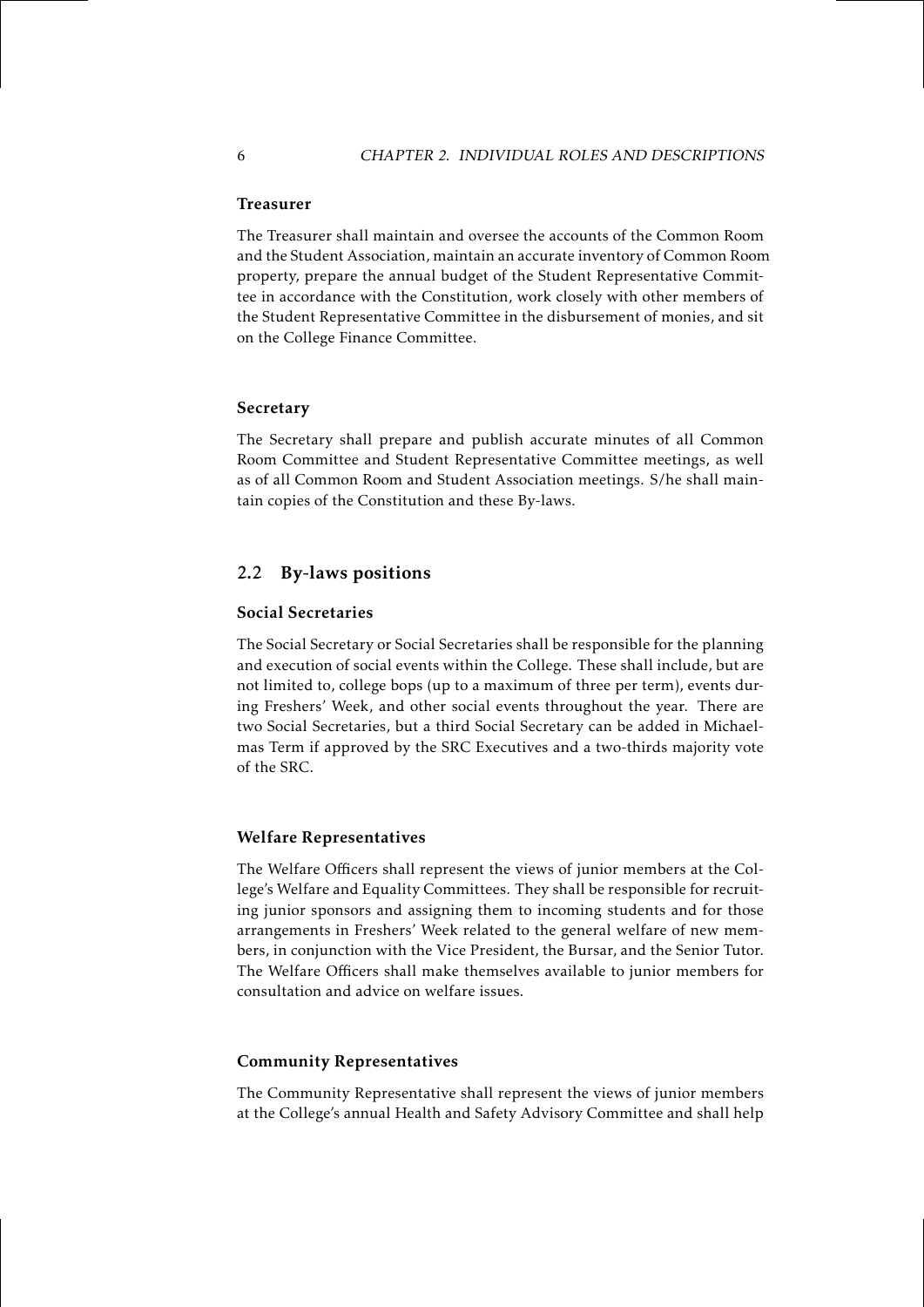#### Treasurer

The Treasurer shall maintain and oversee the accounts of the Common Room and the Student Association, maintain an accurate inventory of Common Room property, prepare the annual budget of the Student Representative Committee in accordance with the Constitution, work closely with other members of the Student Representative Committee in the disbursement of monies, and sit on the College Finance Committee.

#### Secretary

The Secretary shall prepare and publish accurate minutes of all Common Room Committee and Student Representative Committee meetings, as well as of all Common Room and Student Association meetings. S/he shall maintain copies of the Constitution and these By-laws.

## 2.2 By-laws positions

#### Social Secretaries

The Social Secretary or Social Secretaries shall be responsible for the planning and execution of social events within the College. These shall include, but are not limited to, college bops (up to a maximum of three per term), events during Freshers' Week, and other social events throughout the year. There are two Social Secretaries, but a third Social Secretary can be added in Michaelmas Term if approved by the SRC Executives and a two-thirds majority vote of the SRC.

#### Welfare Representatives

The Welfare Officers shall represent the views of junior members at the College's Welfare and Equality Committees. They shall be responsible for recruiting junior sponsors and assigning them to incoming students and for those arrangements in Freshers' Week related to the general welfare of new members, in conjunction with the Vice President, the Bursar, and the Senior Tutor. The Welfare Officers shall make themselves available to junior members for consultation and advice on welfare issues.

#### Community Representatives

The Community Representative shall represent the views of junior members at the College's annual Health and Safety Advisory Committee and shall help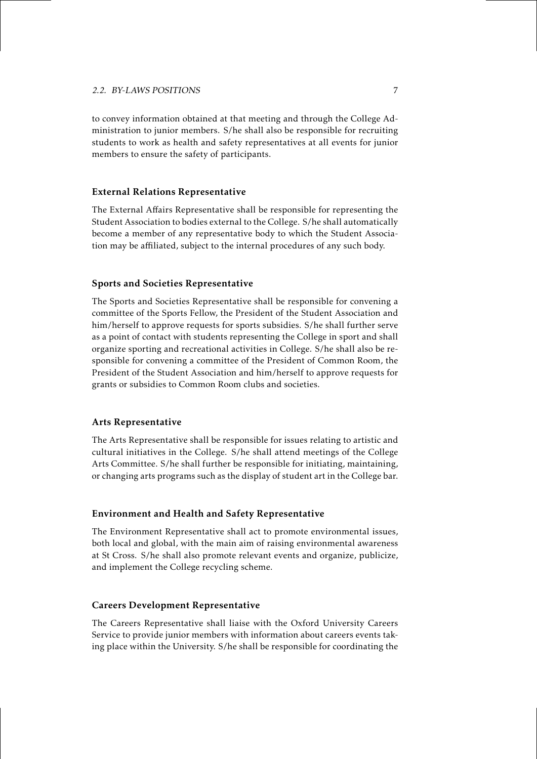to convey information obtained at that meeting and through the College Administration to junior members. S/he shall also be responsible for recruiting students to work as health and safety representatives at all events for junior members to ensure the safety of participants.

### External Relations Representative

The External Affairs Representative shall be responsible for representing the Student Association to bodies external to the College. S/he shall automatically become a member of any representative body to which the Student Association may be affiliated, subject to the internal procedures of any such body.

### Sports and Societies Representative

The Sports and Societies Representative shall be responsible for convening a committee of the Sports Fellow, the President of the Student Association and him/herself to approve requests for sports subsidies. S/he shall further serve as a point of contact with students representing the College in sport and shall organize sporting and recreational activities in College. S/he shall also be responsible for convening a committee of the President of Common Room, the President of the Student Association and him/herself to approve requests for grants or subsidies to Common Room clubs and societies.

### Arts Representative

The Arts Representative shall be responsible for issues relating to artistic and cultural initiatives in the College. S/he shall attend meetings of the College Arts Committee. S/he shall further be responsible for initiating, maintaining, or changing arts programs such as the display of student art in the College bar.

### Environment and Health and Safety Representative

The Environment Representative shall act to promote environmental issues, both local and global, with the main aim of raising environmental awareness at St Cross. S/he shall also promote relevant events and organize, publicize, and implement the College recycling scheme.

### Careers Development Representative

The Careers Representative shall liaise with the Oxford University Careers Service to provide junior members with information about careers events taking place within the University. S/he shall be responsible for coordinating the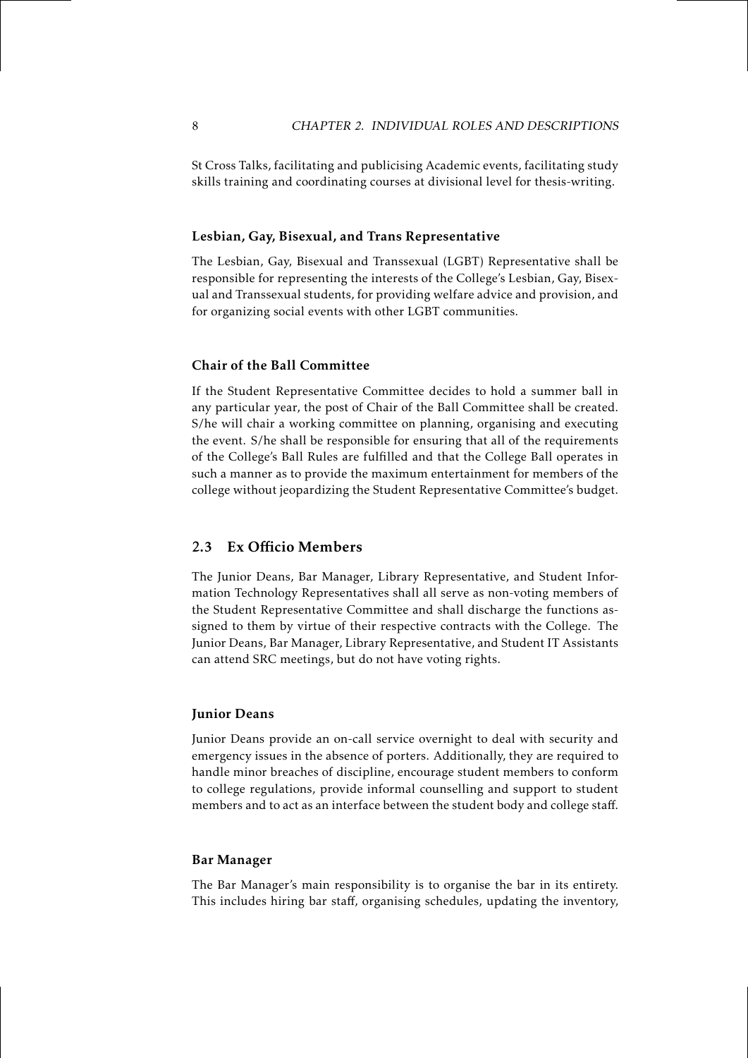St Cross Talks, facilitating and publicising Academic events, facilitating study skills training and coordinating courses at divisional level for thesis-writing.

#### Lesbian, Gay, Bisexual, and Trans Representative

The Lesbian, Gay, Bisexual and Transsexual (LGBT) Representative shall be responsible for representing the interests of the College's Lesbian, Gay, Bisexual and Transsexual students, for providing welfare advice and provision, and for organizing social events with other LGBT communities.

#### Chair of the Ball Committee

If the Student Representative Committee decides to hold a summer ball in any particular year, the post of Chair of the Ball Committee shall be created. S/he will chair a working committee on planning, organising and executing the event. S/he shall be responsible for ensuring that all of the requirements of the College's Ball Rules are fulfilled and that the College Ball operates in such a manner as to provide the maximum entertainment for members of the college without jeopardizing the Student Representative Committee's budget.

### 2.3 Ex Officio Members

The Junior Deans, Bar Manager, Library Representative, and Student Information Technology Representatives shall all serve as non-voting members of the Student Representative Committee and shall discharge the functions assigned to them by virtue of their respective contracts with the College. The Junior Deans, Bar Manager, Library Representative, and Student IT Assistants can attend SRC meetings, but do not have voting rights.

#### Junior Deans

Junior Deans provide an on-call service overnight to deal with security and emergency issues in the absence of porters. Additionally, they are required to handle minor breaches of discipline, encourage student members to conform to college regulations, provide informal counselling and support to student members and to act as an interface between the student body and college staff.

#### Bar Manager

The Bar Manager's main responsibility is to organise the bar in its entirety. This includes hiring bar staff, organising schedules, updating the inventory,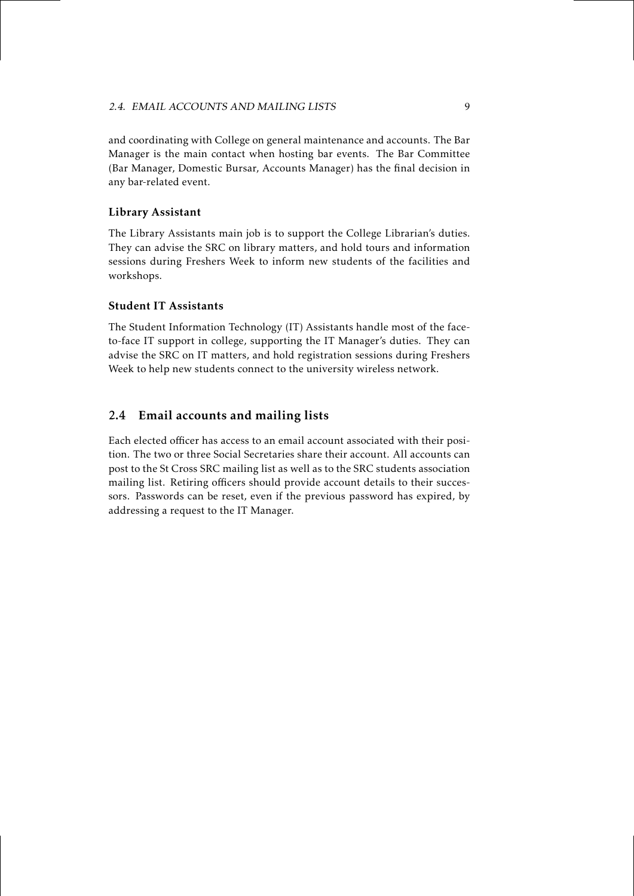and coordinating with College on general maintenance and accounts. The Bar Manager is the main contact when hosting bar events. The Bar Committee (Bar Manager, Domestic Bursar, Accounts Manager) has the final decision in any bar-related event.

### Library Assistant

The Library Assistants main job is to support the College Librarian's duties. They can advise the SRC on library matters, and hold tours and information sessions during Freshers Week to inform new students of the facilities and workshops.

### Student IT Assistants

The Student Information Technology (IT) Assistants handle most of the face-to-face IT support in college, supporting the IT Manager's duties. They can advise the SRC on IT matters, and hold registration sessions during Freshers Week to help new students connect to the university wireless network.

## 2.4 Email accounts and mailing lists

Each elected officer has access to an email account associated with their position. The two or three Social Secretaries share their account. All accounts can post to the St Cross SRC mailing list as well as to the SRC students association mailing list. Retiring officers should provide account details to their successors. Passwords can be reset, even if the previous password has expired, by addressing a request to the IT Manager.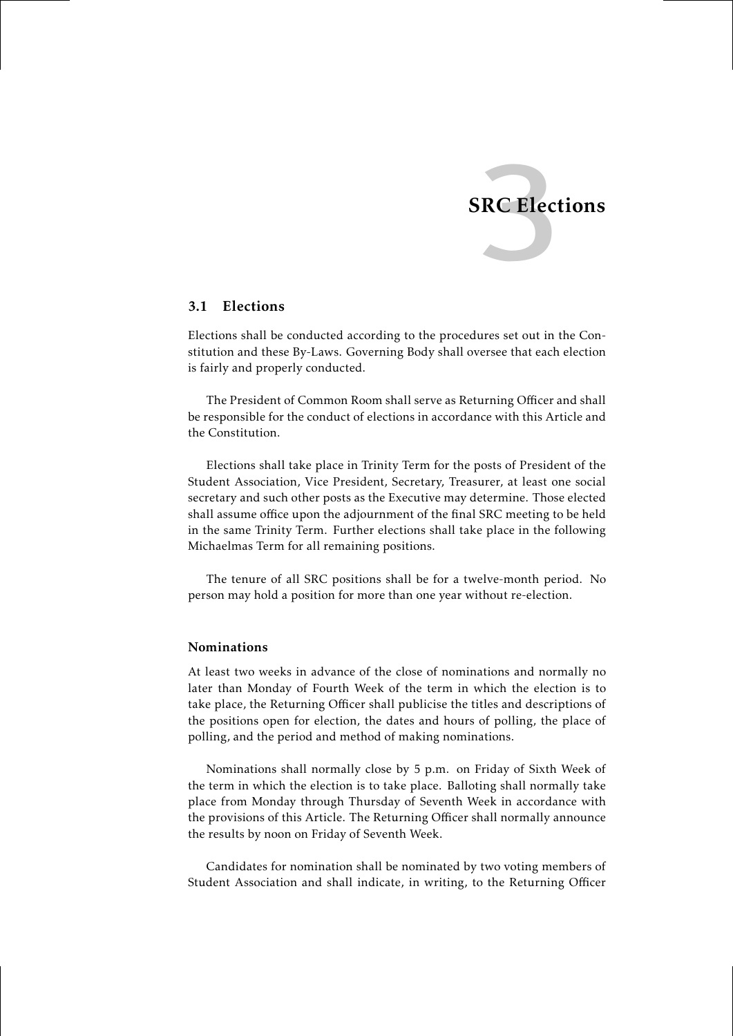# 3 SRC Elections

## 3.1 Elections

Elections shall be conducted according to the procedures set out in the Constitution and these By-Laws. Governing Body shall oversee that each election is fairly and properly conducted.

The President of Common Room shall serve as Returning Officer and shall be responsible for the conduct of elections in accordance with this Article and the Constitution.

Elections shall take place in Trinity Term for the posts of President of the Student Association, Vice President, Secretary, Treasurer, at least one social secretary and such other posts as the Executive may determine. Those elected shall assume office upon the adjournment of the final SRC meeting to be held in the same Trinity Term. Further elections shall take place in the following Michaelmas Term for all remaining positions.

The tenure of all SRC positions shall be for a twelve-month period. No person may hold a position for more than one year without re-election.

### Nominations

At least two weeks in advance of the close of nominations and normally no later than Monday of Fourth Week of the term in which the election is to take place, the Returning Officer shall publicise the titles and descriptions of the positions open for election, the dates and hours of polling, the place of polling, and the period and method of making nominations.

Nominations shall normally close by 5 p.m. on Friday of Sixth Week of the term in which the election is to take place. Balloting shall normally take place from Monday through Thursday of Seventh Week in accordance with the provisions of this Article. The Returning Officer shall normally announce the results by noon on Friday of Seventh Week.

Candidates for nomination shall be nominated by two voting members of Student Association and shall indicate, in writing, to the Returning Officer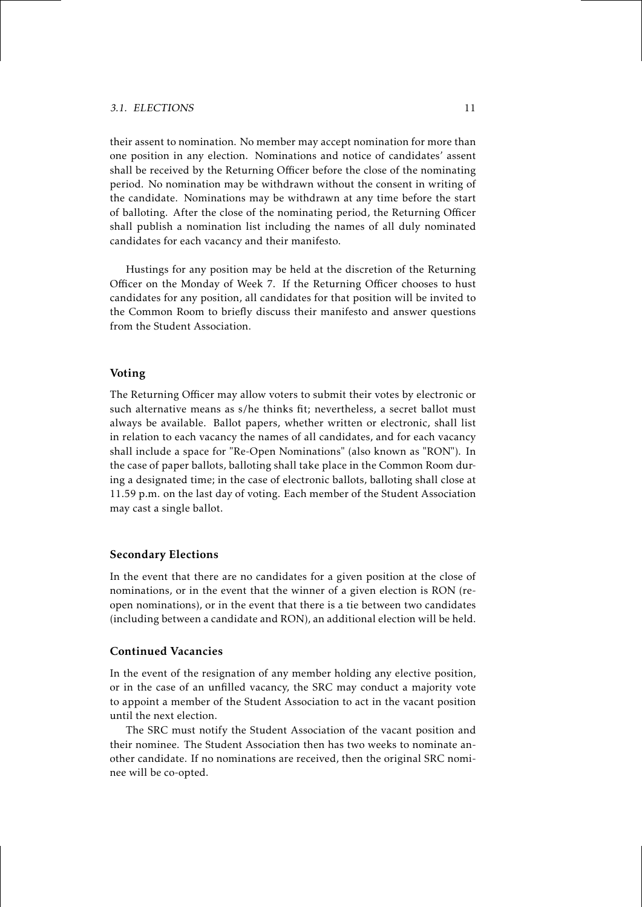their assent to nomination. No member may accept nomination for more than one position in any election. Nominations and notice of candidates' assent shall be received by the Returning Officer before the close of the nominating period. No nomination may be withdrawn without the consent in writing of the candidate. Nominations may be withdrawn at any time before the start of balloting. After the close of the nominating period, the Returning Officer shall publish a nomination list including the names of all duly nominated candidates for each vacancy and their manifesto.

Hustings for any position may be held at the discretion of the Returning Officer on the Monday of Week 7. If the Returning Officer chooses to hust candidates for any position, all candidates for that position will be invited to the Common Room to briefly discuss their manifesto and answer questions from the Student Association.

### Voting

The Returning Officer may allow voters to submit their votes by electronic or such alternative means as s/he thinks fit; nevertheless, a secret ballot must always be available. Ballot papers, whether written or electronic, shall list in relation to each vacancy the names of all candidates, and for each vacancy shall include a space for "Re-Open Nominations" (also known as "RON"). In the case of paper ballots, balloting shall take place in the Common Room during a designated time; in the case of electronic ballots, balloting shall close at 11.59 p.m. on the last day of voting. Each member of the Student Association may cast a single ballot.

### Secondary Elections

In the event that there are no candidates for a given position at the close of nominations, or in the event that the winner of a given election is RON (re-open nominations), or in the event that there is a tie between two candidates (including between a candidate and RON), an additional election will be held.

### Continued Vacancies

In the event of the resignation of any member holding any elective position, or in the case of an unfilled vacancy, the SRC may conduct a majority vote to appoint a member of the Student Association to act in the vacant position until the next election.

The SRC must notify the Student Association of the vacant position and their nominee. The Student Association then has two weeks to nominate another candidate. If no nominations are received, then the original SRC nominee will be co-opted.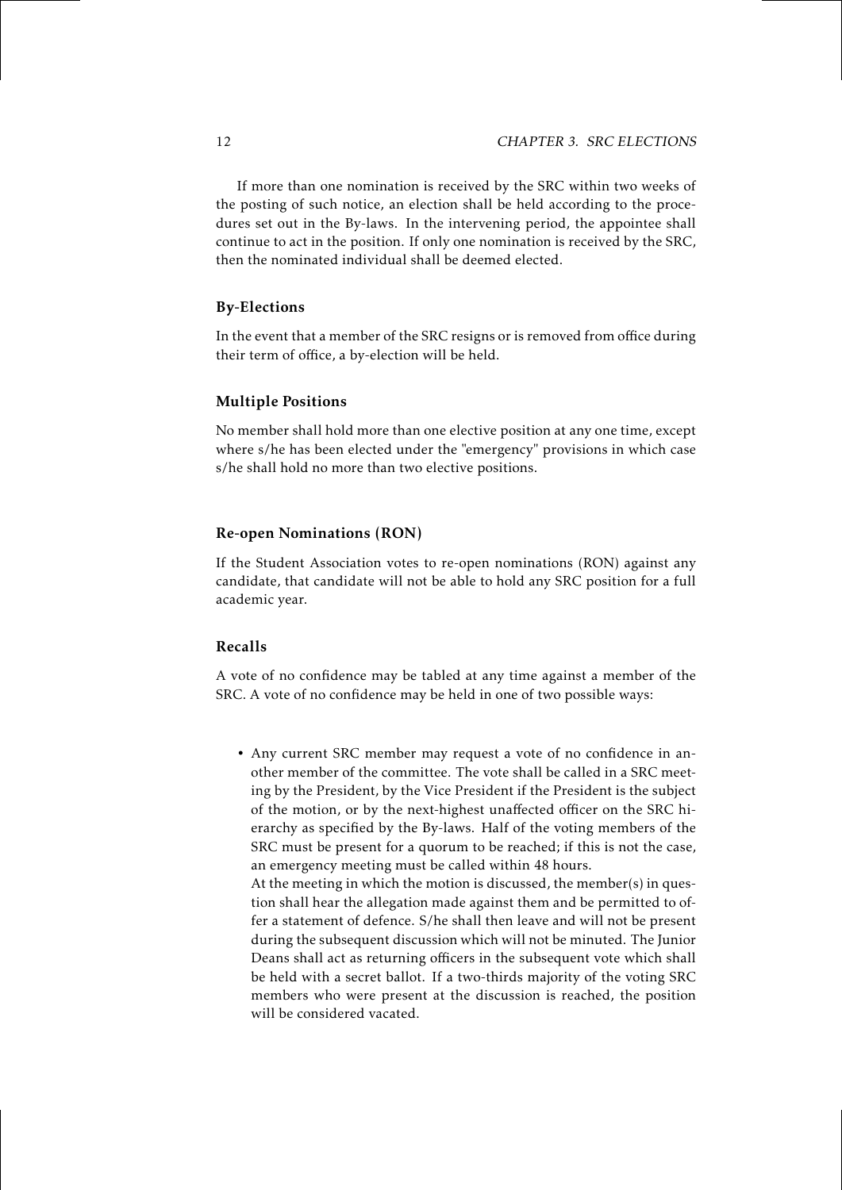If more than one nomination is received by the SRC within two weeks of the posting of such notice, an election shall be held according to the procedures set out in the By-laws. In the intervening period, the appointee shall continue to act in the position. If only one nomination is received by the SRC, then the nominated individual shall be deemed elected.

### By-Elections

In the event that a member of the SRC resigns or is removed from office during their term of office, a by-election will be held.

### Multiple Positions

No member shall hold more than one elective position at any one time, except where s/he has been elected under the "emergency" provisions in which case s/he shall hold no more than two elective positions.

### Re-open Nominations (RON)

If the Student Association votes to re-open nominations (RON) against any candidate, that candidate will not be able to hold any SRC position for a full academic year.

### Recalls

A vote of no confidence may be tabled at any time against a member of the SRC. A vote of no confidence may be held in one of two possible ways:

- Any current SRC member may request a vote of no confidence in another member of the committee. The vote shall be called in a SRC meeting by the President, by the Vice President if the President is the subject of the motion, or by the next-highest unaffected officer on the SRC hierarchy as specified by the By-laws. Half of the voting members of the SRC must be present for a quorum to be reached; if this is not the case, an emergency meeting must be called within 48 hours.

  At the meeting in which the motion is discussed, the member(s) in question shall hear the allegation made against them and be permitted to offer a statement of defence. S/he shall then leave and will not be present during the subsequent discussion which will not be minuted. The Junior Deans shall act as returning officers in the subsequent vote which shall be held with a secret ballot. If a two-thirds majority of the voting SRC members who were present at the discussion is reached, the position will be considered vacated.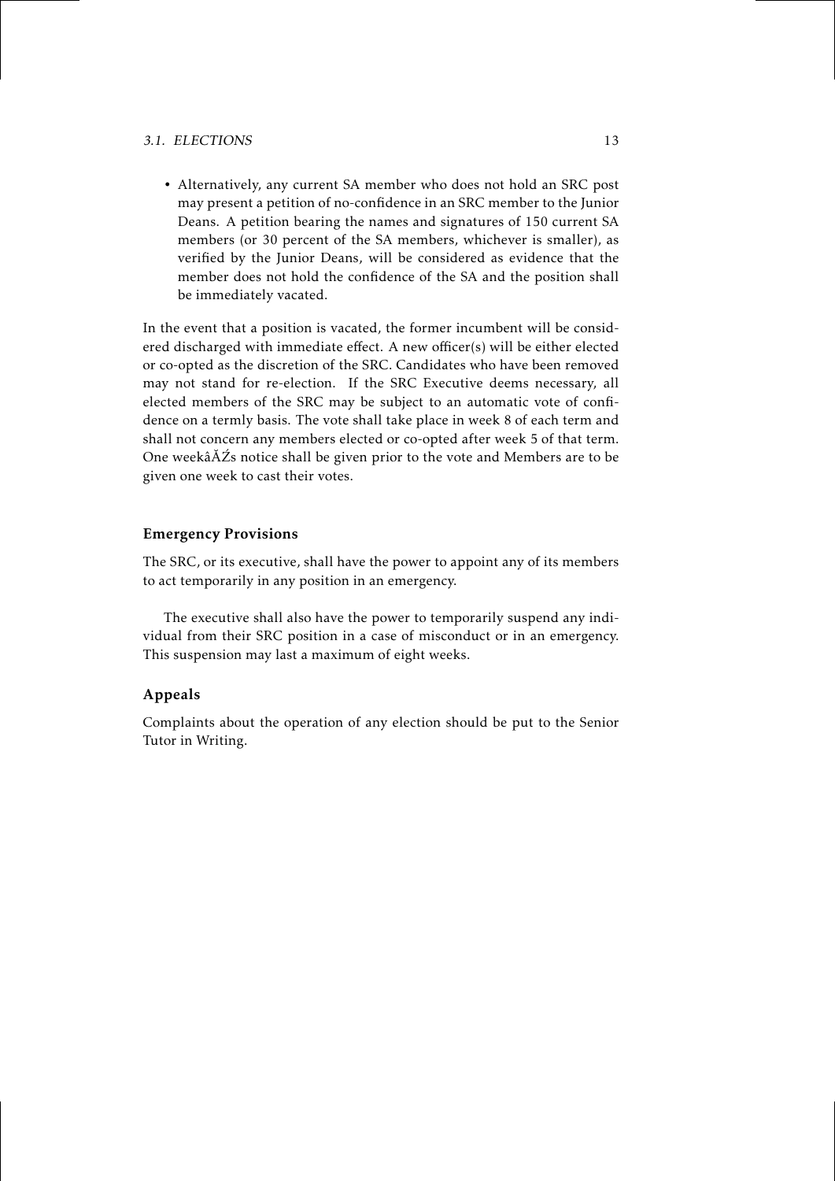- Alternatively, any current SA member who does not hold an SRC post may present a petition of no-confidence in an SRC member to the Junior Deans. A petition bearing the names and signatures of 150 current SA members (or 30 percent of the SA members, whichever is smaller), as verified by the Junior Deans, will be considered as evidence that the member does not hold the confidence of the SA and the position shall be immediately vacated.

In the event that a position is vacated, the former incumbent will be considered discharged with immediate effect. A new officer(s) will be either elected or co-opted as the discretion of the SRC. Candidates who have been removed may not stand for re-election. If the SRC Executive deems necessary, all elected members of the SRC may be subject to an automatic vote of confidence on a termly basis. The vote shall take place in week 8 of each term and shall not concern any members elected or co-opted after week 5 of that term. One weekâĂŹs notice shall be given prior to the vote and Members are to be given one week to cast their votes.

### Emergency Provisions

The SRC, or its executive, shall have the power to appoint any of its members to act temporarily in any position in an emergency.

The executive shall also have the power to temporarily suspend any individual from their SRC position in a case of misconduct or in an emergency. This suspension may last a maximum of eight weeks.

### Appeals

Complaints about the operation of any election should be put to the Senior Tutor in Writing.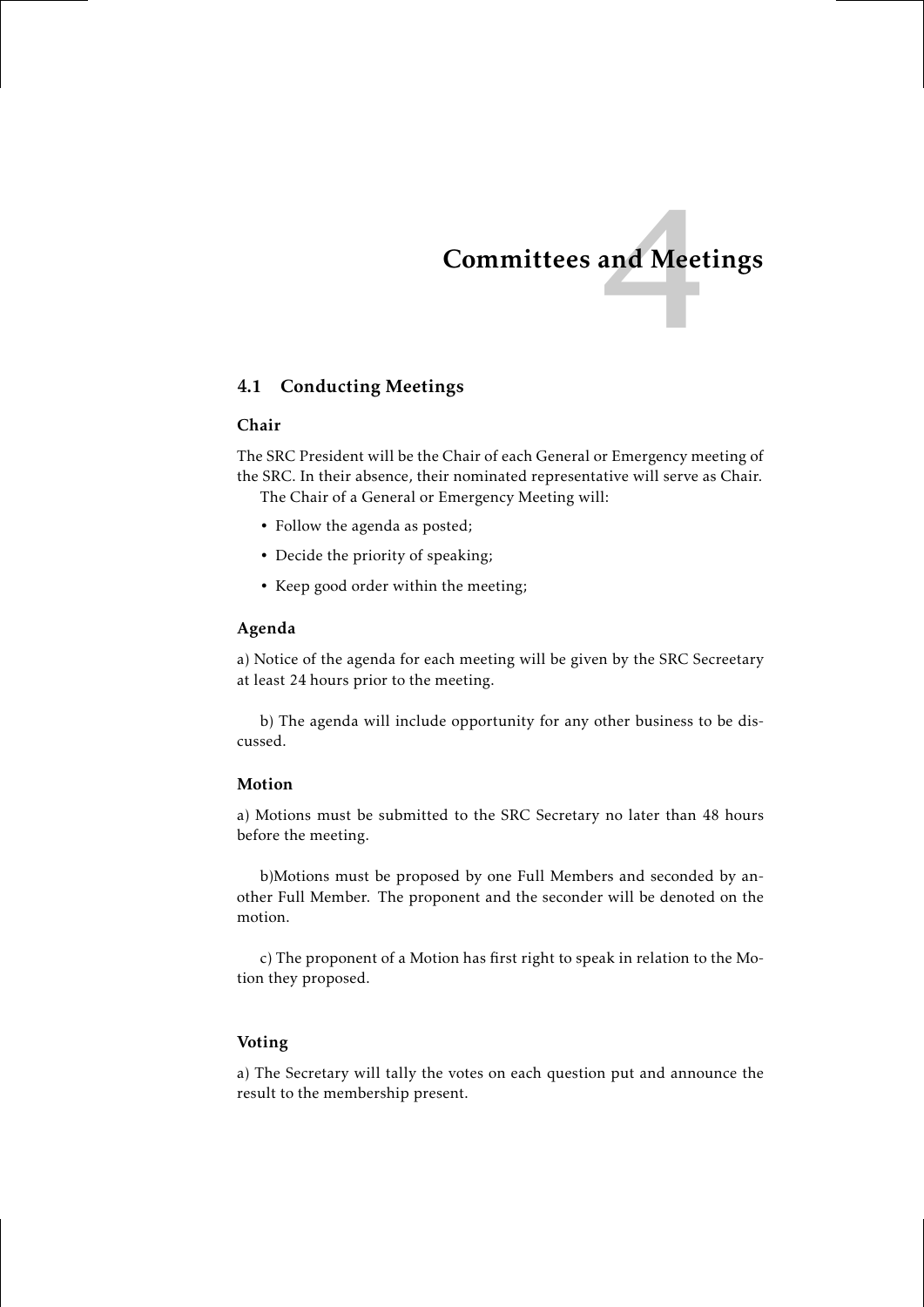# 4 Committees and Meetings

## 4.1 Conducting Meetings

### Chair

The SRC President will be the Chair of each General or Emergency meeting of the SRC. In their absence, their nominated representative will serve as Chair.

The Chair of a General or Emergency Meeting will:

- Follow the agenda as posted;
- Decide the priority of speaking;
- Keep good order within the meeting;

### Agenda

a) Notice of the agenda for each meeting will be given by the SRC Secreetary at least 24 hours prior to the meeting.

b) The agenda will include opportunity for any other business to be discussed.

### Motion

a) Motions must be submitted to the SRC Secretary no later than 48 hours before the meeting.

b)Motions must be proposed by one Full Members and seconded by another Full Member. The proponent and the seconder will be denoted on the motion.

c) The proponent of a Motion has first right to speak in relation to the Motion they proposed.

### Voting

a) The Secretary will tally the votes on each question put and announce the result to the membership present.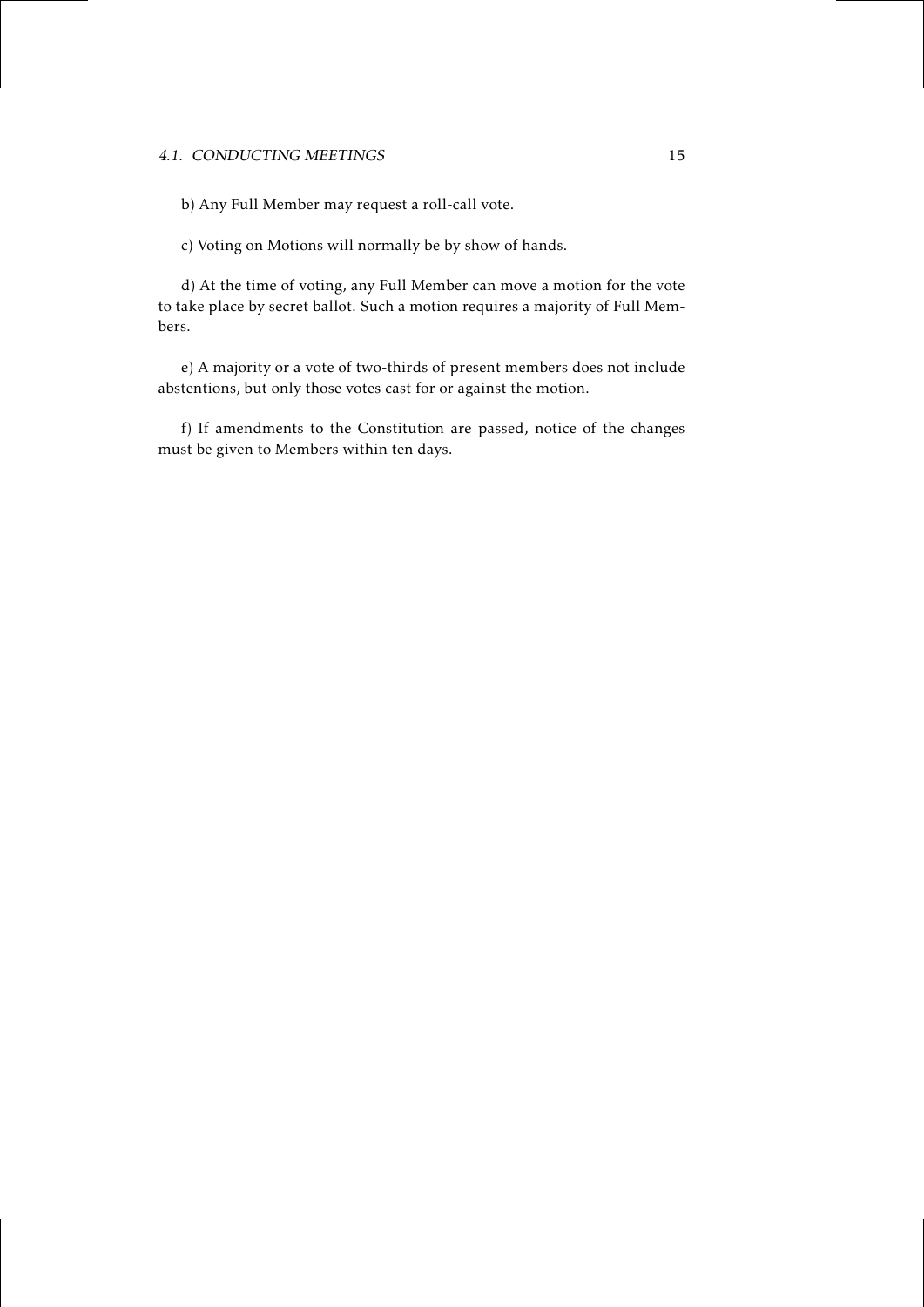b) Any Full Member may request a roll-call vote.

c) Voting on Motions will normally be by show of hands.

d) At the time of voting, any Full Member can move a motion for the vote to take place by secret ballot. Such a motion requires a majority of Full Members.

e) A majority or a vote of two-thirds of present members does not include abstentions, but only those votes cast for or against the motion.

f) If amendments to the Constitution are passed, notice of the changes must be given to Members within ten days.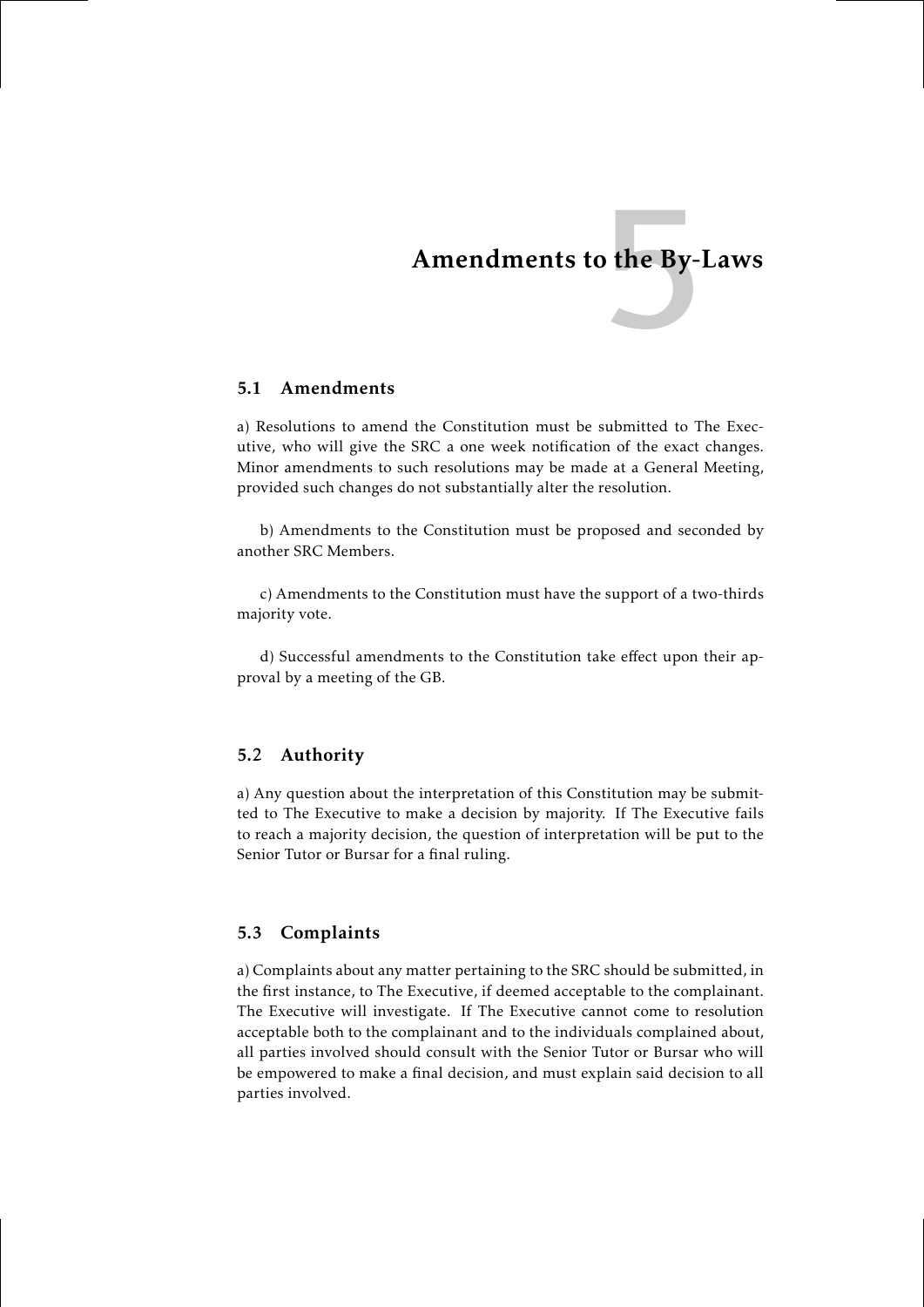# 5 Amendments to the By-Laws

## 5.1 Amendments

a) Resolutions to amend the Constitution must be submitted to The Executive, who will give the SRC a one week notification of the exact changes. Minor amendments to such resolutions may be made at a General Meeting, provided such changes do not substantially alter the resolution.

b) Amendments to the Constitution must be proposed and seconded by another SRC Members.

c) Amendments to the Constitution must have the support of a two-thirds majority vote.

d) Successful amendments to the Constitution take effect upon their approval by a meeting of the GB.

## 5.2 Authority

a) Any question about the interpretation of this Constitution may be submitted to The Executive to make a decision by majority. If The Executive fails to reach a majority decision, the question of interpretation will be put to the Senior Tutor or Bursar for a final ruling.

## 5.3 Complaints

a) Complaints about any matter pertaining to the SRC should be submitted, in the first instance, to The Executive, if deemed acceptable to the complainant. The Executive will investigate. If The Executive cannot come to resolution acceptable both to the complainant and to the individuals complained about, all parties involved should consult with the Senior Tutor or Bursar who will be empowered to make a final decision, and must explain said decision to all parties involved.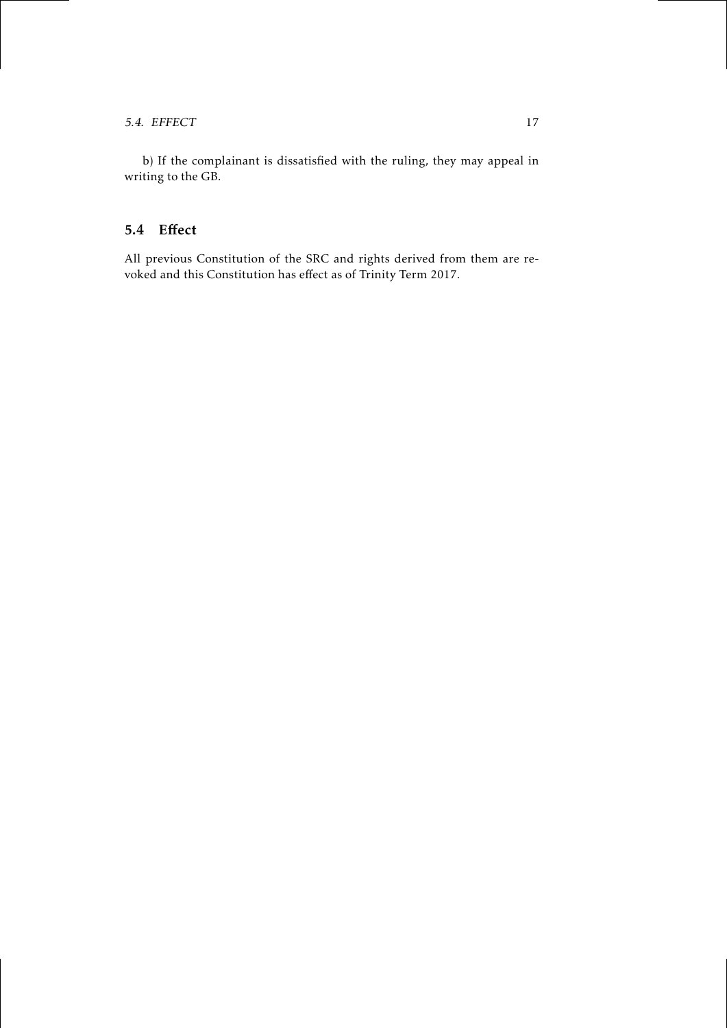b) If the complainant is dissatisfied with the ruling, they may appeal in writing to the GB.

## 5.4 Effect

All previous Constitution of the SRC and rights derived from them are revoked and this Constitution has effect as of Trinity Term 2017.